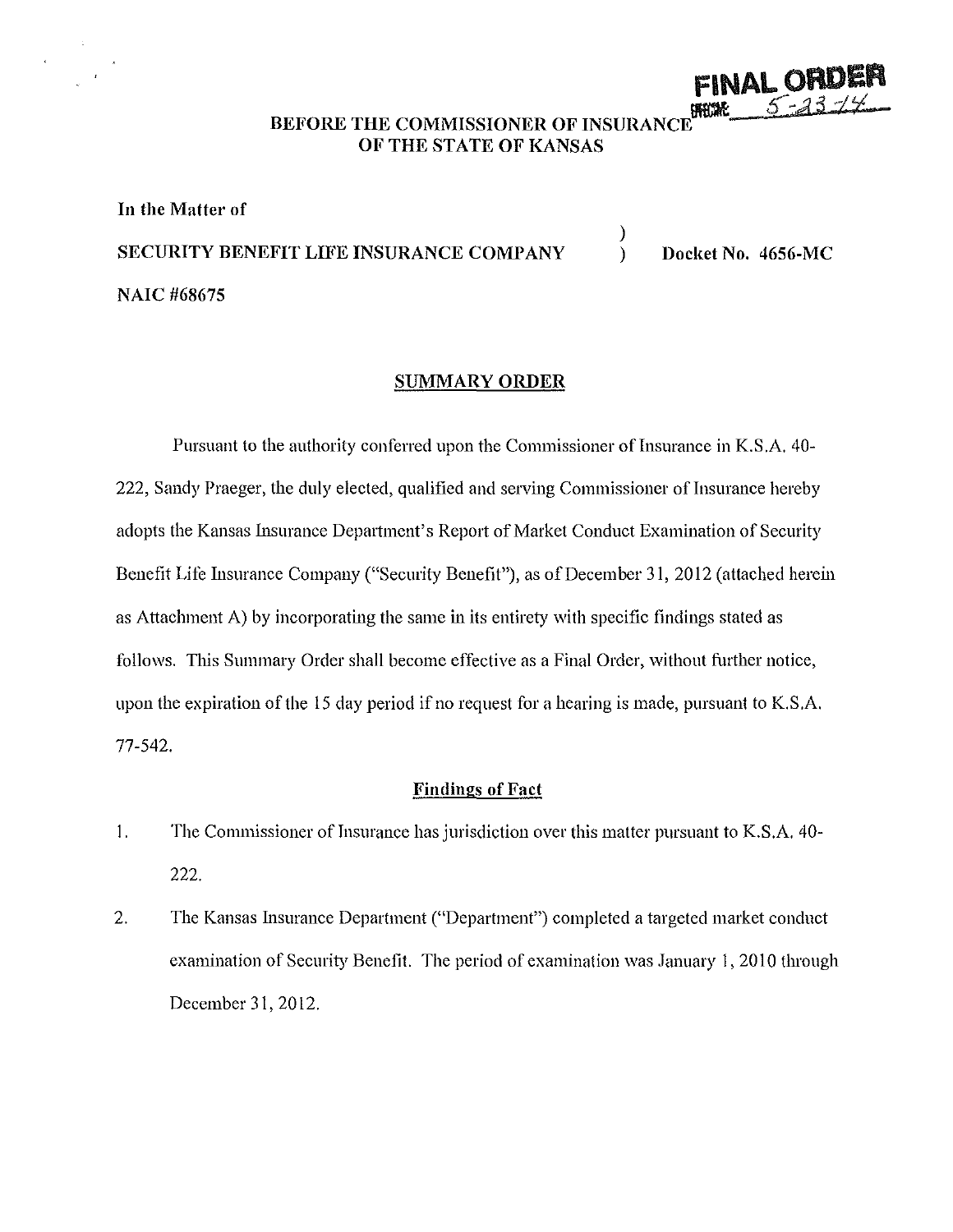**FINAL ORDER**
EFFECTIVE 5-23-14

**BEFORE THE COMMISSIONER OF INSURANCE OF THE STATE OF KANSAS**

**In the Matter of**

**SECURITY BENEFIT LIFE INSURANCE COMPANY** ) **Docket No. 4656-MC**

**NAIC #68675**

## SUMMARY ORDER

Pursuant to the authority conferred upon the Commissioner of Insurance in K.S.A. 40-222, Sandy Praeger, the duly elected, qualified and serving Commissioner of Insurance hereby adopts the Kansas Insurance Department's Report of Market Conduct Examination of Security Benefit Life Insurance Company ("Security Benefit"), as of December 31, 2012 (attached herein as Attachment A) by incorporating the same in its entirety with specific findings stated as follows. This Summary Order shall become effective as a Final Order, without further notice, upon the expiration of the 15 day period if no request for a hearing is made, pursuant to K.S.A. 77-542.

## Findings of Fact

1. The Commissioner of Insurance has jurisdiction over this matter pursuant to K.S.A. 40-222.
2. The Kansas Insurance Department ("Department") completed a targeted market conduct examination of Security Benefit. The period of examination was January 1, 2010 through December 31, 2012.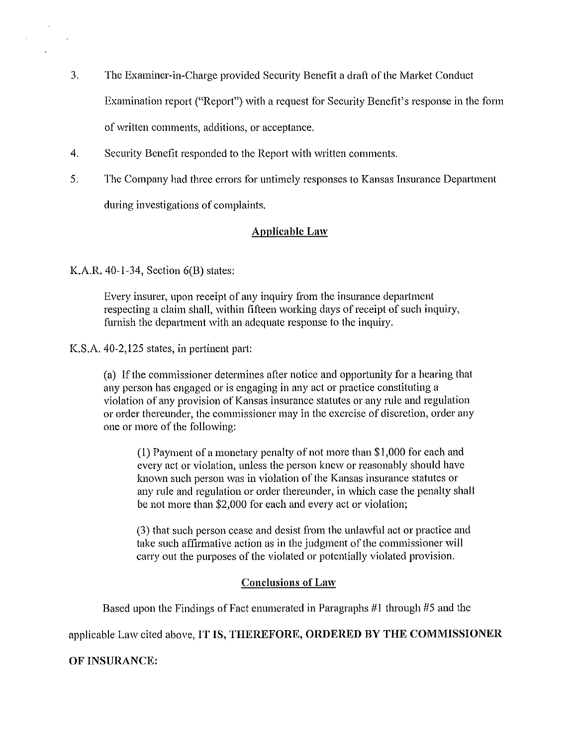3. The Examiner-in-Charge provided Security Benefit a draft of the Market Conduct Examination report ("Report") with a request for Security Benefit's response in the form of written comments, additions, or acceptance.

4. Security Benefit responded to the Report with written comments.

5. The Company had three errors for untimely responses to Kansas Insurance Department during investigations of complaints.

## Applicable Law

K.A.R. 40-1-34, Section 6(B) states:

> Every insurer, upon receipt of any inquiry from the insurance department respecting a claim shall, within fifteen working days of receipt of such inquiry, furnish the department with an adequate response to the inquiry.

K.S.A. 40-2,125 states, in pertinent part:

> (a) If the commissioner determines after notice and opportunity for a hearing that any person has engaged or is engaging in any act or practice constituting a violation of any provision of Kansas insurance statutes or any rule and regulation or order thereunder, the commissioner may in the exercise of discretion, order any one or more of the following:
>
> > (1) Payment of a monetary penalty of not more than $1,000 for each and every act or violation, unless the person knew or reasonably should have known such person was in violation of the Kansas insurance statutes or any rule and regulation or order thereunder, in which case the penalty shall be not more than $2,000 for each and every act or violation;
> >
> > (3) that such person cease and desist from the unlawful act or practice and take such affirmative action as in the judgment of the commissioner will carry out the purposes of the violated or potentially violated provision.

## Conclusions of Law

Based upon the Findings of Fact enumerated in Paragraphs #1 through #5 and the applicable Law cited above, **IT IS, THEREFORE, ORDERED BY THE COMMISSIONER OF INSURANCE:**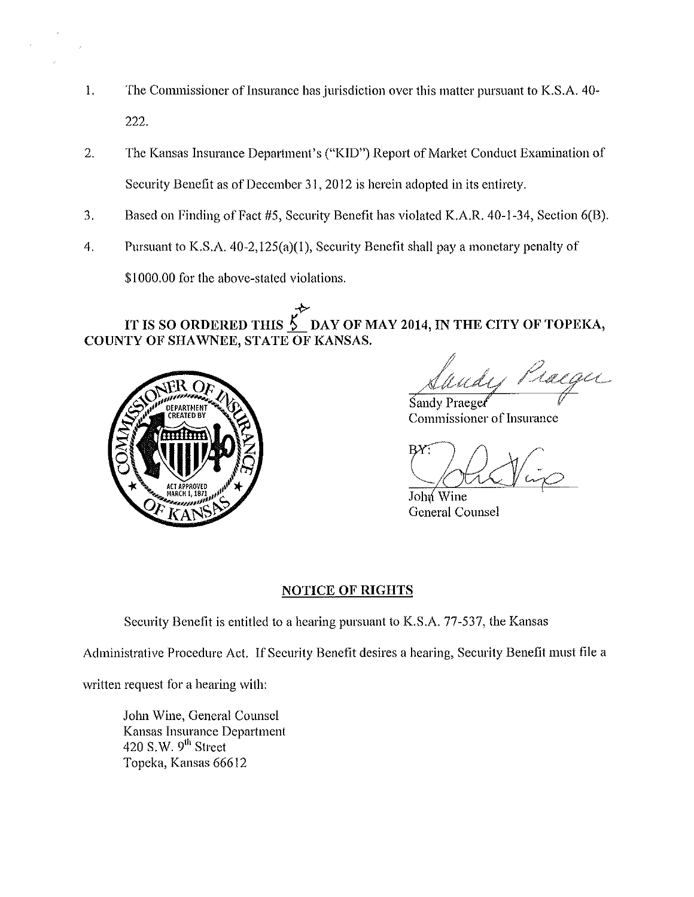1. The Commissioner of Insurance has jurisdiction over this matter pursuant to K.S.A. 40-222.
2. The Kansas Insurance Department's ("KID") Report of Market Conduct Examination of Security Benefit as of December 31, 2012 is herein adopted in its entirety.
3. Based on Finding of Fact #5, Security Benefit has violated K.A.R. 40-1-34, Section 6(B).
4. Pursuant to K.S.A. 40-2,125(a)(1), Security Benefit shall pay a monetary penalty of $1000.00 for the above-stated violations.

**IT IS SO ORDERED THIS 5th DAY OF MAY 2014, IN THE CITY OF TOPEKA, COUNTY OF SHAWNEE, STATE OF KANSAS.**

Sandy Praeger
Commissioner of Insurance

BY:

John Wine
General Counsel

## NOTICE OF RIGHTS

Security Benefit is entitled to a hearing pursuant to K.S.A. 77-537, the Kansas Administrative Procedure Act. If Security Benefit desires a hearing, Security Benefit must file a written request for a hearing with:

John Wine, General Counsel
Kansas Insurance Department
420 S.W. 9th Street
Topeka, Kansas 66612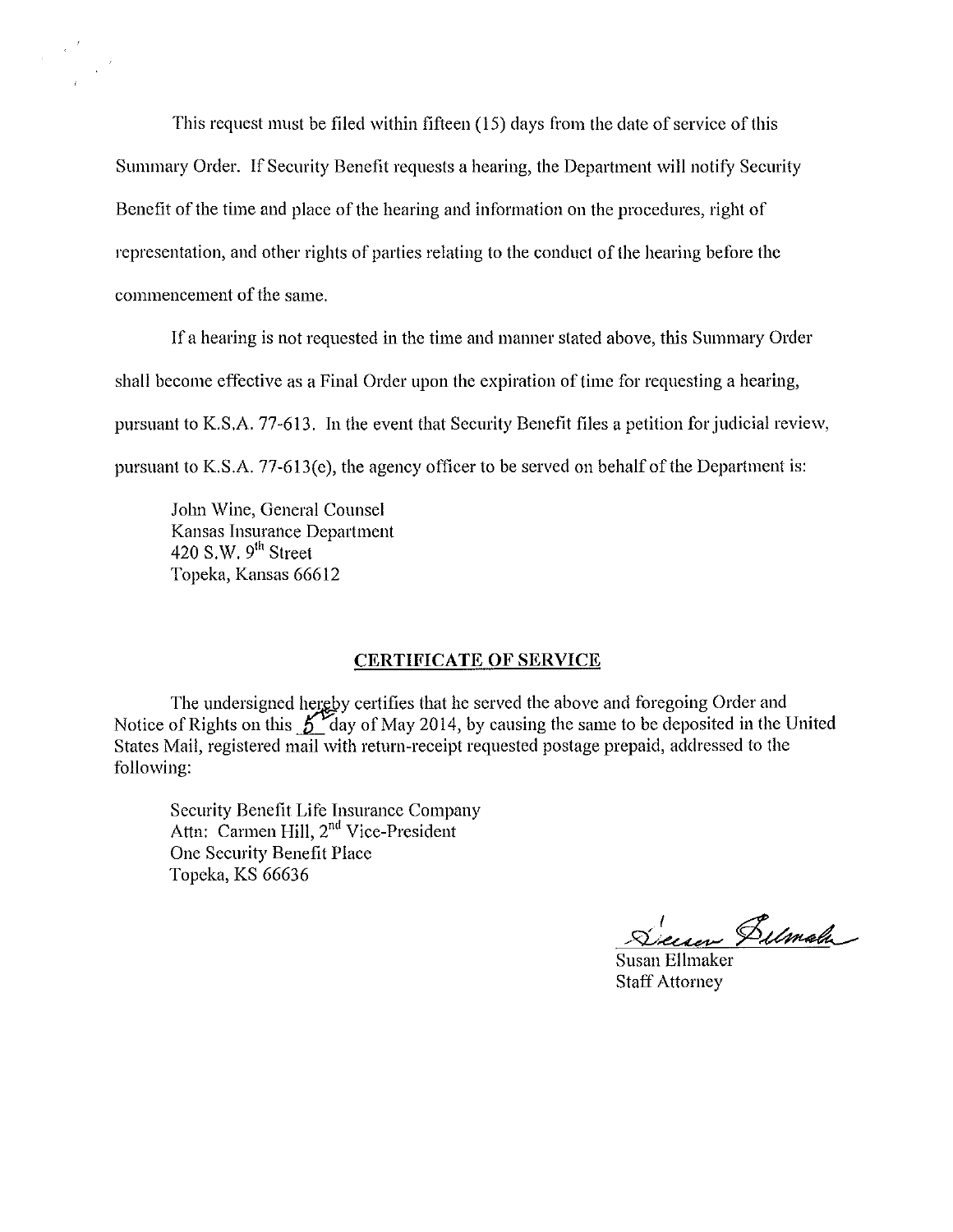This request must be filed within fifteen (15) days from the date of service of this Summary Order. If Security Benefit requests a hearing, the Department will notify Security Benefit of the time and place of the hearing and information on the procedures, right of representation, and other rights of parties relating to the conduct of the hearing before the commencement of the same.

If a hearing is not requested in the time and manner stated above, this Summary Order shall become effective as a Final Order upon the expiration of time for requesting a hearing, pursuant to K.S.A. 77-613. In the event that Security Benefit files a petition for judicial review, pursuant to K.S.A. 77-613(e), the agency officer to be served on behalf of the Department is:

John Wine, General Counsel
Kansas Insurance Department
420 S.W. 9th Street
Topeka, Kansas 66612

## CERTIFICATE OF SERVICE

The undersigned hereby certifies that he served the above and foregoing Order and Notice of Rights on this 5th day of May 2014, by causing the same to be deposited in the United States Mail, registered mail with return-receipt requested postage prepaid, addressed to the following:

Security Benefit Life Insurance Company
Attn: Carmen Hill, 2nd Vice-President
One Security Benefit Place
Topeka, KS 66636

Susan Ellmaker
Staff Attorney